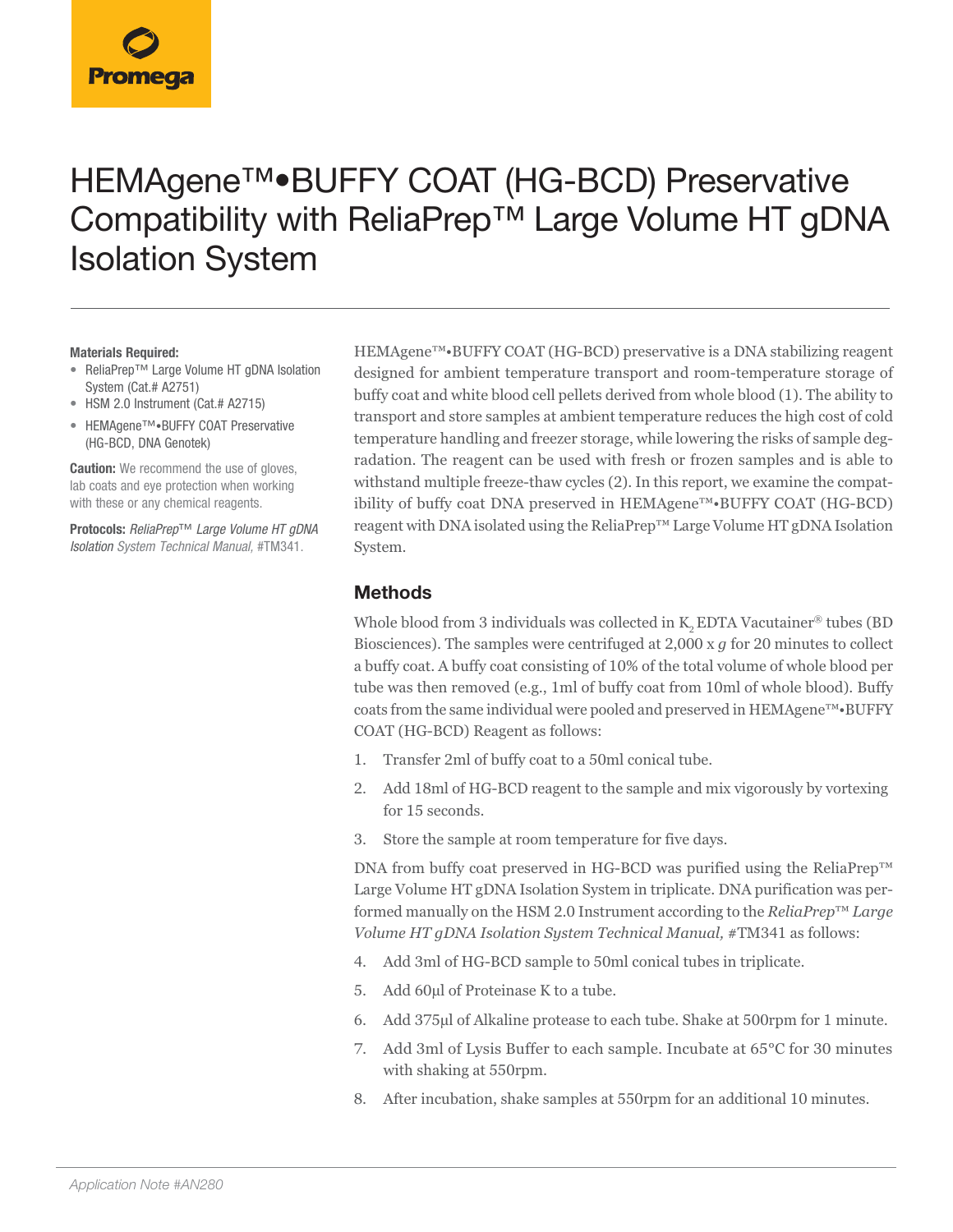Promega

# HEMAgene™•BUFFY COAT (HG-BCD) Preservative Compatibility with ReliaPrep™ Large Volume HT gDNA Isolation System

**Materials Required:**

- ReliaPrep™ Large Volume HT gDNA Isolation System (Cat.# A2751)
- HSM 2.0 Instrument (Cat.# A2715)
- HEMAgene™•BUFFY COAT Preservative (HG-BCD, DNA Genotek)

**Caution:** We recommend the use of gloves, lab coats and eye protection when working with these or any chemical reagents.

**Protocols:** *ReliaPrep™ Large Volume HT gDNA Isolation System Technical Manual,* #TM341.

HEMAgene™•BUFFY COAT (HG-BCD) preservative is a DNA stabilizing reagent designed for ambient temperature transport and room-temperature storage of buffy coat and white blood cell pellets derived from whole blood (1). The ability to transport and store samples at ambient temperature reduces the high cost of cold temperature handling and freezer storage, while lowering the risks of sample degradation. The reagent can be used with fresh or frozen samples and is able to withstand multiple freeze-thaw cycles (2). In this report, we examine the compatibility of buffy coat DNA preserved in HEMAgene™•BUFFY COAT (HG-BCD) reagent with DNA isolated using the ReliaPrep™ Large Volume HT gDNA Isolation System.

## Methods

Whole blood from 3 individuals was collected in $K_2$ EDTA Vacutainer® tubes (BD Biosciences). The samples were centrifuged at 2,000 x *g* for 20 minutes to collect a buffy coat. A buffy coat consisting of 10% of the total volume of whole blood per tube was then removed (e.g., 1ml of buffy coat from 10ml of whole blood). Buffy coats from the same individual were pooled and preserved in HEMAgene™•BUFFY COAT (HG-BCD) Reagent as follows:

1. Transfer 2ml of buffy coat to a 50ml conical tube.
2. Add 18ml of HG-BCD reagent to the sample and mix vigorously by vortexing for 15 seconds.
3. Store the sample at room temperature for five days.

DNA from buffy coat preserved in HG-BCD was purified using the ReliaPrep™ Large Volume HT gDNA Isolation System in triplicate. DNA purification was performed manually on the HSM 2.0 Instrument according to the *ReliaPrep™ Large Volume HT gDNA Isolation System Technical Manual,* #TM341 as follows:

4. Add 3ml of HG-BCD sample to 50ml conical tubes in triplicate.
5. Add 60µl of Proteinase K to a tube.
6. Add 375µl of Alkaline protease to each tube. Shake at 500rpm for 1 minute.
7. Add 3ml of Lysis Buffer to each sample. Incubate at 65°C for 30 minutes with shaking at 550rpm.
8. After incubation, shake samples at 550rpm for an additional 10 minutes.

Application Note #AN280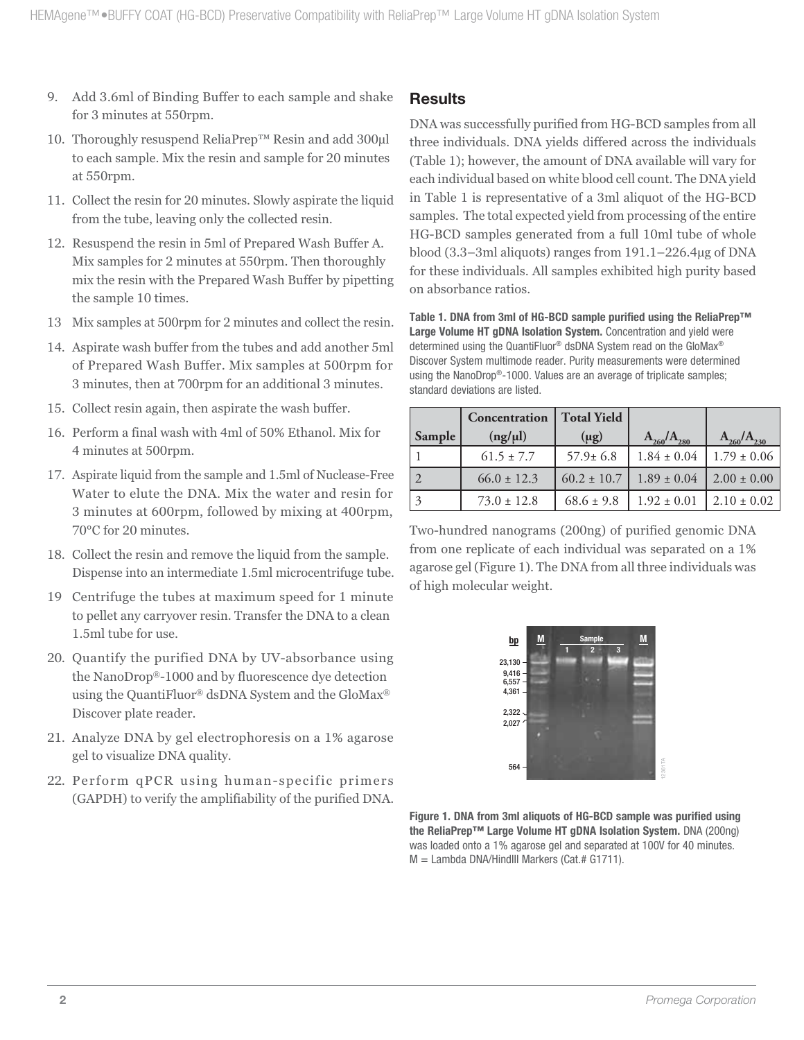9. Add 3.6ml of Binding Buffer to each sample and shake for 3 minutes at 550rpm.
10. Thoroughly resuspend ReliaPrep™ Resin and add 300µl to each sample. Mix the resin and sample for 20 minutes at 550rpm.
11. Collect the resin for 20 minutes. Slowly aspirate the liquid from the tube, leaving only the collected resin.
12. Resuspend the resin in 5ml of Prepared Wash Buffer A. Mix samples for 2 minutes at 550rpm. Then thoroughly mix the resin with the Prepared Wash Buffer by pipetting the sample 10 times.
13. Mix samples at 500rpm for 2 minutes and collect the resin.
14. Aspirate wash buffer from the tubes and add another 5ml of Prepared Wash Buffer. Mix samples at 500rpm for 3 minutes, then at 700rpm for an additional 3 minutes.
15. Collect resin again, then aspirate the wash buffer.
16. Perform a final wash with 4ml of 50% Ethanol. Mix for 4 minutes at 500rpm.
17. Aspirate liquid from the sample and 1.5ml of Nuclease-Free Water to elute the DNA. Mix the water and resin for 3 minutes at 600rpm, followed by mixing at 400rpm, 70°C for 20 minutes.
18. Collect the resin and remove the liquid from the sample. Dispense into an intermediate 1.5ml microcentrifuge tube.
19. Centrifuge the tubes at maximum speed for 1 minute to pellet any carryover resin. Transfer the DNA to a clean 1.5ml tube for use.
20. Quantify the purified DNA by UV-absorbance using the NanoDrop®-1000 and by fluorescence dye detection using the QuantiFluor® dsDNA System and the GloMax® Discover plate reader.
21. Analyze DNA by gel electrophoresis on a 1% agarose gel to visualize DNA quality.
22. Perform qPCR using human-specific primers (GAPDH) to verify the amplifiability of the purified DNA.

## Results

DNA was successfully purified from HG-BCD samples from all three individuals. DNA yields differed across the individuals (Table 1); however, the amount of DNA available will vary for each individual based on white blood cell count. The DNA yield in Table 1 is representative of a 3ml aliquot of the HG-BCD samples. The total expected yield from processing of the entire HG-BCD samples generated from a full 10ml tube of whole blood (3.3–3ml aliquots) ranges from 191.1–226.4µg of DNA for these individuals. All samples exhibited high purity based on absorbance ratios.

**Table 1. DNA from 3ml of HG-BCD sample purified using the ReliaPrep™ Large Volume HT gDNA Isolation System.** Concentration and yield were determined using the QuantiFluor® dsDNA System read on the GloMax® Discover System multimode reader. Purity measurements were determined using the NanoDrop®-1000. Values are an average of triplicate samples; standard deviations are listed.

| Sample | Concentration (ng/µl) | Total Yield (µg) | $A_{260}/A_{280}$ | $A_{260}/A_{230}$ |
|---|---|---|---|---|
| 1 | 61.5 ± 7.7 | 57.9± 6.8 | 1.84 ± 0.04 | 1.79 ± 0.06 |
| 2 | 66.0 ± 12.3 | 60.2 ± 10.7 | 1.89 ± 0.04 | 2.00 ± 0.00 |
| 3 | 73.0 ± 12.8 | 68.6 ± 9.8 | 1.92 ± 0.01 | 2.10 ± 0.02 |

Two-hundred nanograms (200ng) of purified genomic DNA from one replicate of each individual was separated on a 1% agarose gel (Figure 1). The DNA from all three individuals was of high molecular weight.

**Figure 1. DNA from 3ml aliquots of HG-BCD sample was purified using the ReliaPrep™ Large Volume HT gDNA Isolation System.** DNA (200ng) was loaded onto a 1% agarose gel and separated at 100V for 40 minutes. M = Lambda DNA/HindIII Markers (Cat.# G1711).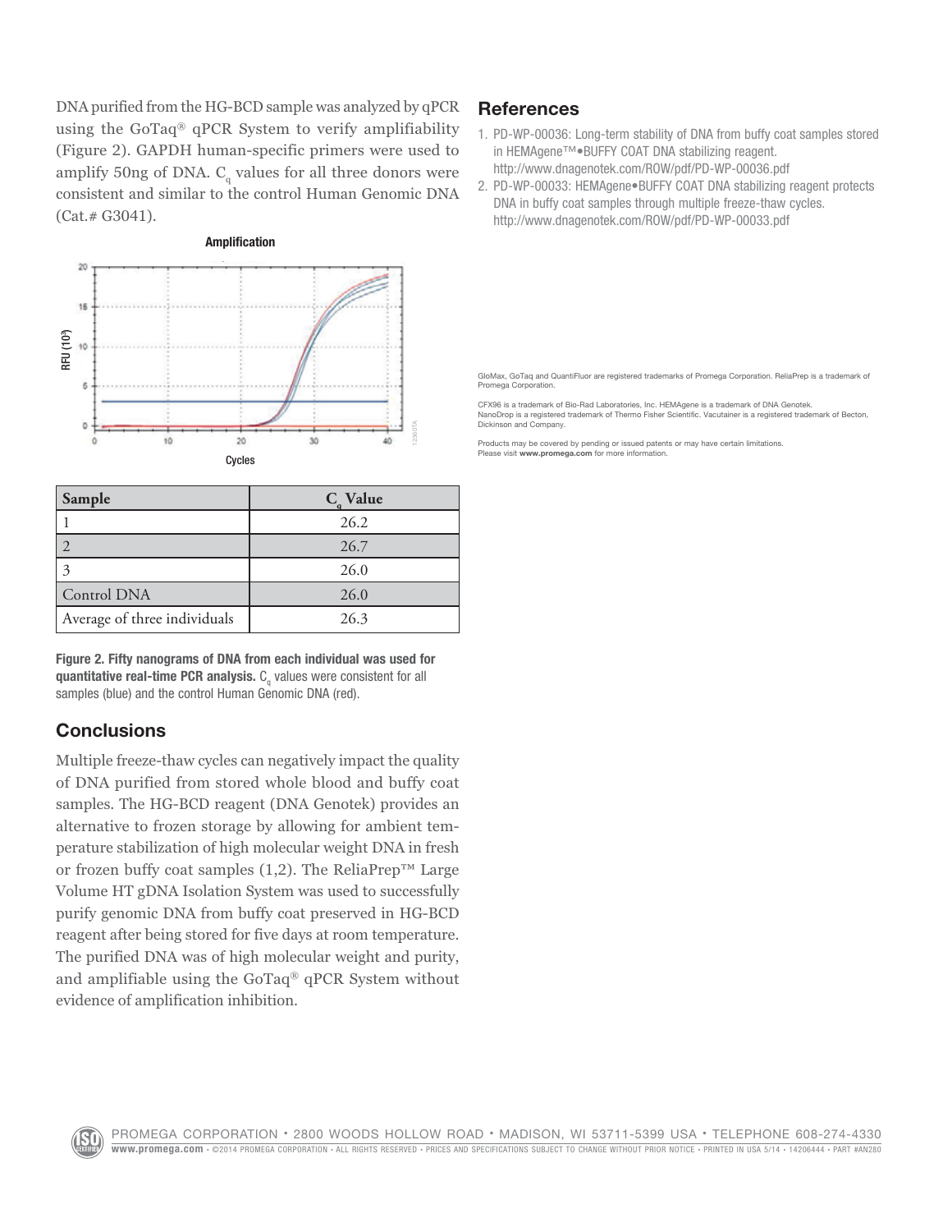DNA purified from the HG-BCD sample was analyzed by qPCR using the GoTaq® qPCR System to verify amplifiability (Figure 2). GAPDH human-specific primers were used to amplify 50ng of DNA. $C_q$ values for all three donors were consistent and similar to the control Human Genomic DNA (Cat.# G3041).

Amplification

RFU ($10^3$)

20

15

10

5

0

0

10

20

30

40

Cycles

12361TA

| Sample | $C_q$ Value |
| --- | --- |
| 1 | 26.2 |
| 2 | 26.7 |
| 3 | 26.0 |
| Control DNA | 26.0 |
| Average of three individuals | 26.3 |

**Figure 2. Fifty nanograms of DNA from each individual was used for quantitative real-time PCR analysis.** $C_q$ values were consistent for all samples (blue) and the control Human Genomic DNA (red).

## Conclusions

Multiple freeze-thaw cycles can negatively impact the quality of DNA purified from stored whole blood and buffy coat samples. The HG-BCD reagent (DNA Genotek) provides an alternative to frozen storage by allowing for ambient temperature stabilization of high molecular weight DNA in fresh or frozen buffy coat samples (1,2). The ReliaPrep™ Large Volume HT gDNA Isolation System was used to successfully purify genomic DNA from buffy coat preserved in HG-BCD reagent after being stored for five days at room temperature. The purified DNA was of high molecular weight and purity, and amplifiable using the GoTaq® qPCR System without evidence of amplification inhibition.

## References

1. PD-WP-00036: Long-term stability of DNA from buffy coat samples stored in HEMAgene™•BUFFY COAT DNA stabilizing reagent. http://www.dnagenotek.com/ROW/pdf/PD-WP-00036.pdf
2. PD-WP-00033: HEMAgene•BUFFY COAT DNA stabilizing reagent protects DNA in buffy coat samples through multiple freeze-thaw cycles. http://www.dnagenotek.com/ROW/pdf/PD-WP-00033.pdf

GloMax, GoTaq and QuantiFluor are registered trademarks of Promega Corporation. ReliaPrep is a trademark of Promega Corporation.

CFX96 is a trademark of Bio-Rad Laboratories, Inc. HEMAgene is a trademark of DNA Genotek. NanoDrop is a registered trademark of Thermo Fisher Scientific. Vacutainer is a registered trademark of Becton, Dickinson and Company.

Products may be covered by pending or issued patents or may have certain limitations. Please visit **www.promega.com** for more information.

PROMEGA CORPORATION • 2800 WOODS HOLLOW ROAD • MADISON, WI 53711-5399 USA • TELEPHONE 608-274-4330
**www.promega.com** • ©2014 PROMEGA CORPORATION • ALL RIGHTS RESERVED • PRICES AND SPECIFICATIONS SUBJECT TO CHANGE WITHOUT PRIOR NOTICE • PRINTED IN USA 5/14 • 14206444 • PART #AN280